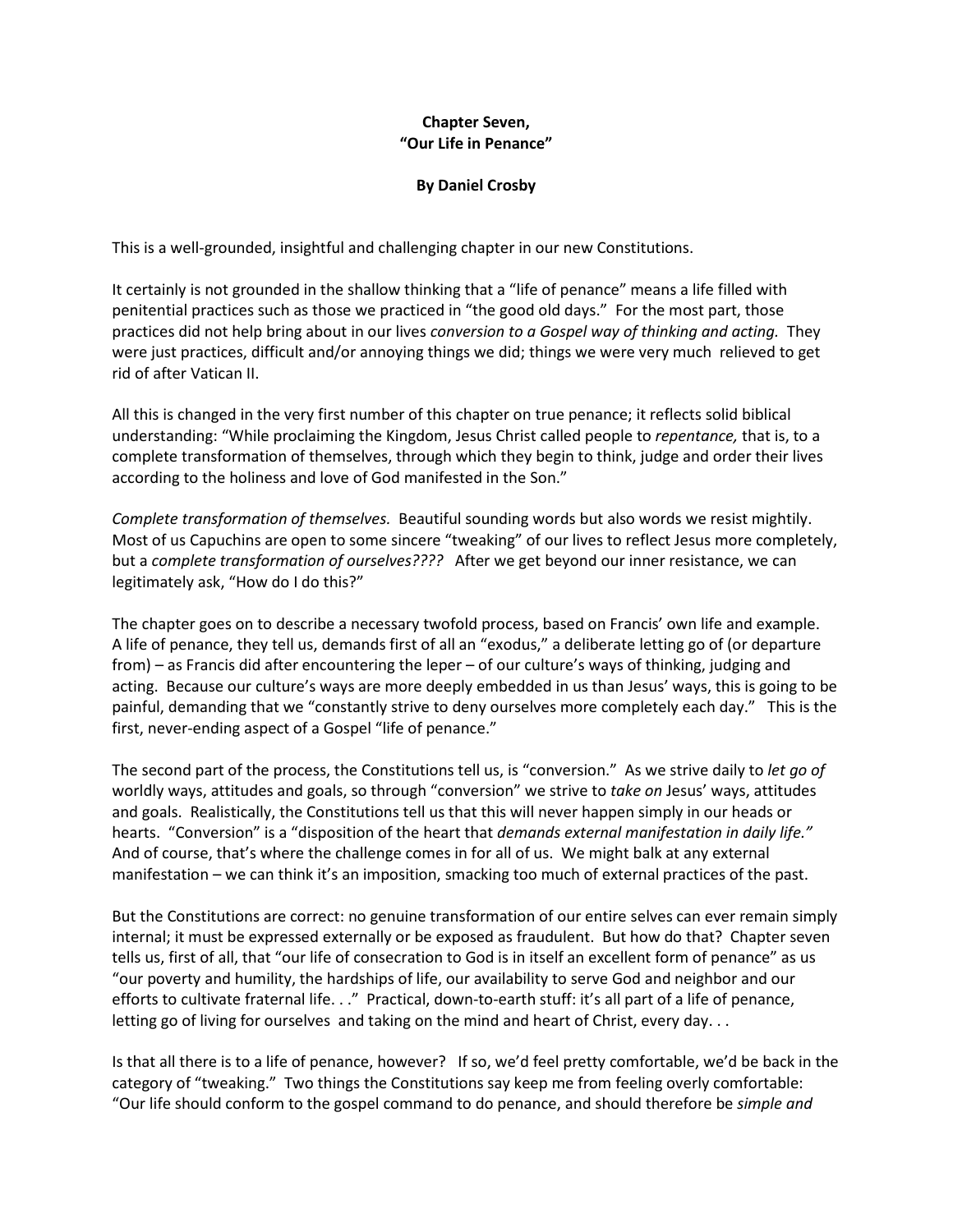**Chapter Seven, "Our Life in Penance"**

**By Daniel Crosby**

This is a well-grounded, insightful and challenging chapter in our new Constitutions.

It certainly is not grounded in the shallow thinking that a "life of penance" means a life filled with penitential practices such as those we practiced in "the good old days." For the most part, those practices did not help bring about in our lives *conversion to a Gospel way of thinking and acting.* They were just practices, difficult and/or annoying things we did; things we were very much relieved to get rid of after Vatican II.

All this is changed in the very first number of this chapter on true penance; it reflects solid biblical understanding: "While proclaiming the Kingdom, Jesus Christ called people to *repentance,* that is, to a complete transformation of themselves, through which they begin to think, judge and order their lives according to the holiness and love of God manifested in the Son."

*Complete transformation of themselves.* Beautiful sounding words but also words we resist mightily. Most of us Capuchins are open to some sincere "tweaking" of our lives to reflect Jesus more completely, but a *complete transformation of ourselves????* After we get beyond our inner resistance, we can legitimately ask, "How do I do this?"

The chapter goes on to describe a necessary twofold process, based on Francis' own life and example. A life of penance, they tell us, demands first of all an "exodus," a deliberate letting go of (or departure from) – as Francis did after encountering the leper – of our culture's ways of thinking, judging and acting. Because our culture's ways are more deeply embedded in us than Jesus' ways, this is going to be painful, demanding that we "constantly strive to deny ourselves more completely each day." This is the first, never-ending aspect of a Gospel "life of penance."

The second part of the process, the Constitutions tell us, is "conversion." As we strive daily to *let go of* worldly ways, attitudes and goals, so through "conversion" we strive to *take on* Jesus' ways, attitudes and goals. Realistically, the Constitutions tell us that this will never happen simply in our heads or hearts. "Conversion" is a "disposition of the heart that *demands external manifestation in daily life."* And of course, that's where the challenge comes in for all of us. We might balk at any external manifestation – we can think it's an imposition, smacking too much of external practices of the past.

But the Constitutions are correct: no genuine transformation of our entire selves can ever remain simply internal; it must be expressed externally or be exposed as fraudulent. But how do that? Chapter seven tells us, first of all, that "our life of consecration to God is in itself an excellent form of penance" as us "our poverty and humility, the hardships of life, our availability to serve God and neighbor and our efforts to cultivate fraternal life. . ." Practical, down-to-earth stuff: it's all part of a life of penance, letting go of living for ourselves and taking on the mind and heart of Christ, every day. . .

Is that all there is to a life of penance, however? If so, we'd feel pretty comfortable, we'd be back in the category of "tweaking." Two things the Constitutions say keep me from feeling overly comfortable: "Our life should conform to the gospel command to do penance, and should therefore be *simple and*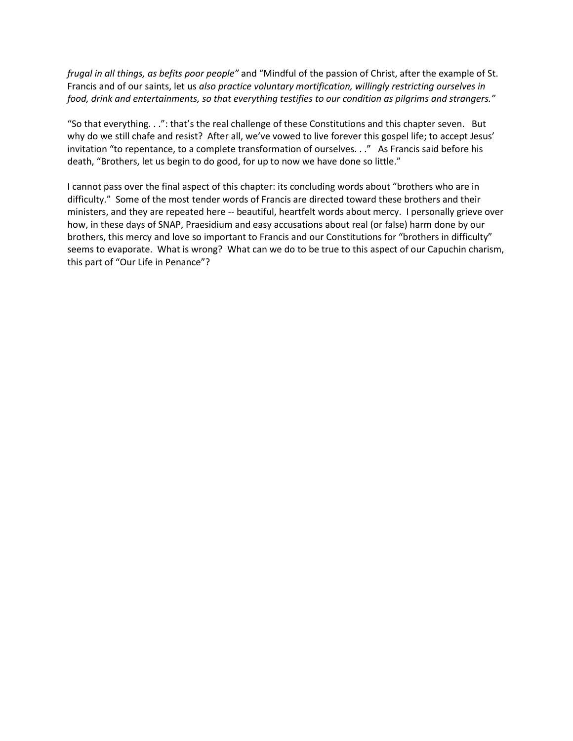*frugal in all things, as befits poor people"* and "Mindful of the passion of Christ, after the example of St. Francis and of our saints, let us *also practice voluntary mortification, willingly restricting ourselves in food, drink and entertainments, so that everything testifies to our condition as pilgrims and strangers."*

"So that everything. . .": that's the real challenge of these Constitutions and this chapter seven. But why do we still chafe and resist? After all, we've vowed to live forever this gospel life; to accept Jesus' invitation "to repentance, to a complete transformation of ourselves. . ." As Francis said before his death, "Brothers, let us begin to do good, for up to now we have done so little."

I cannot pass over the final aspect of this chapter: its concluding words about "brothers who are in difficulty." Some of the most tender words of Francis are directed toward these brothers and their ministers, and they are repeated here -- beautiful, heartfelt words about mercy. I personally grieve over how, in these days of SNAP, Praesidium and easy accusations about real (or false) harm done by our brothers, this mercy and love so important to Francis and our Constitutions for "brothers in difficulty" seems to evaporate. What is wrong? What can we do to be true to this aspect of our Capuchin charism, this part of "Our Life in Penance"?